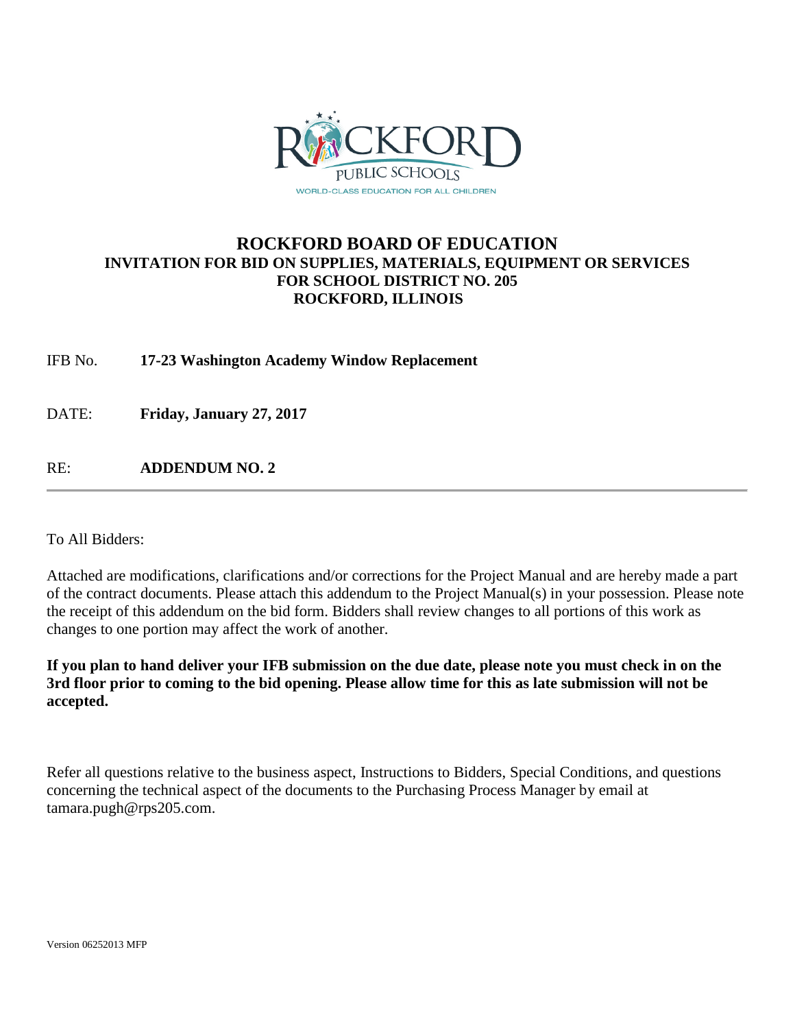# ROCKFORD BOARD OF EDUCATION

**INVITATION FOR BID ON SUPPLIES, MATERIALS, EQUIPMENT OR SERVICES**
**FOR SCHOOL DISTRICT NO. 205**
**ROCKFORD, ILLINOIS**

IFB No. **17-23 Washington Academy Window Replacement**

DATE: **Friday, January 27, 2017**

RE: **ADDENDUM NO. 2**

---

To All Bidders:

Attached are modifications, clarifications and/or corrections for the Project Manual and are hereby made a part of the contract documents. Please attach this addendum to the Project Manual(s) in your possession. Please note the receipt of this addendum on the bid form. Bidders shall review changes to all portions of this work as changes to one portion may affect the work of another.

**If you plan to hand deliver your IFB submission on the due date, please note you must check in on the 3rd floor prior to coming to the bid opening. Please allow time for this as late submission will not be accepted.**

Refer all questions relative to the business aspect, Instructions to Bidders, Special Conditions, and questions concerning the technical aspect of the documents to the Purchasing Process Manager by email at tamara.pugh@rps205.com.

Version 06252013 MFP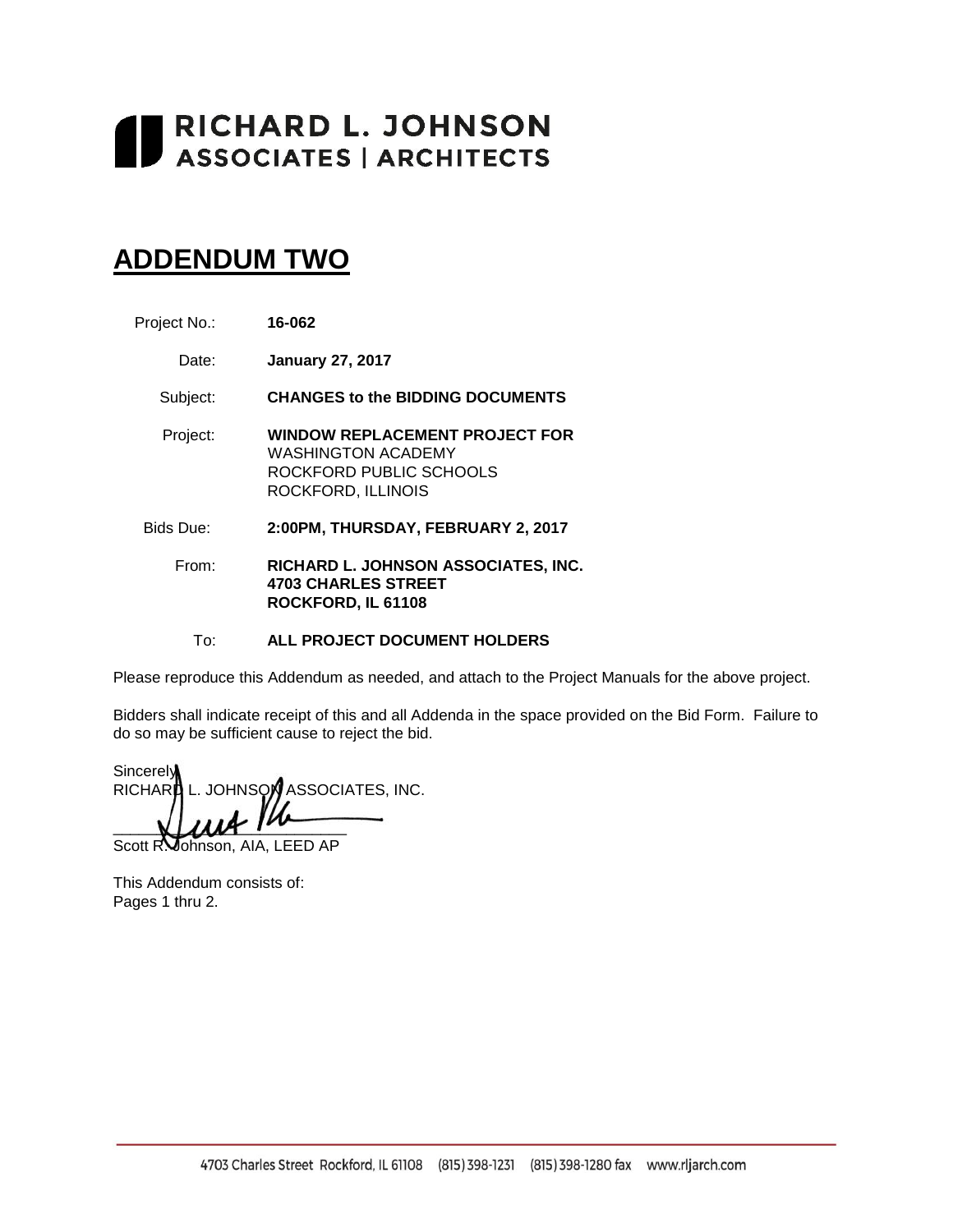# RICHARD L. JOHNSON
ASSOCIATES | ARCHITECTS

# ADDENDUM TWO

| | |
|---|---|
| Project No.: | **16-062** |
| Date: | **January 27, 2017** |
| Subject: | **CHANGES to the BIDDING DOCUMENTS** |
| Project: | **WINDOW REPLACEMENT PROJECT FOR** WASHINGTON ACADEMY ROCKFORD PUBLIC SCHOOLS ROCKFORD, ILLINOIS |
| Bids Due: | **2:00PM, THURSDAY, FEBRUARY 2, 2017** |
| From: | **RICHARD L. JOHNSON ASSOCIATES, INC. 4703 CHARLES STREET ROCKFORD, IL 61108** |
| To: | **ALL PROJECT DOCUMENT HOLDERS** |

Please reproduce this Addendum as needed, and attach to the Project Manuals for the above project.

Bidders shall indicate receipt of this and all Addenda in the space provided on the Bid Form. Failure to do so may be sufficient cause to reject the bid.

Sincerely,
RICHARD L. JOHNSON ASSOCIATES, INC.

\_\_\_\_\_\_\_\_\_\_\_\_\_\_\_\_\_\_\_\_\_\_\_\_\_\_\_\_

Scott R. Johnson, AIA, LEED AP

This Addendum consists of:
Pages 1 thru 2.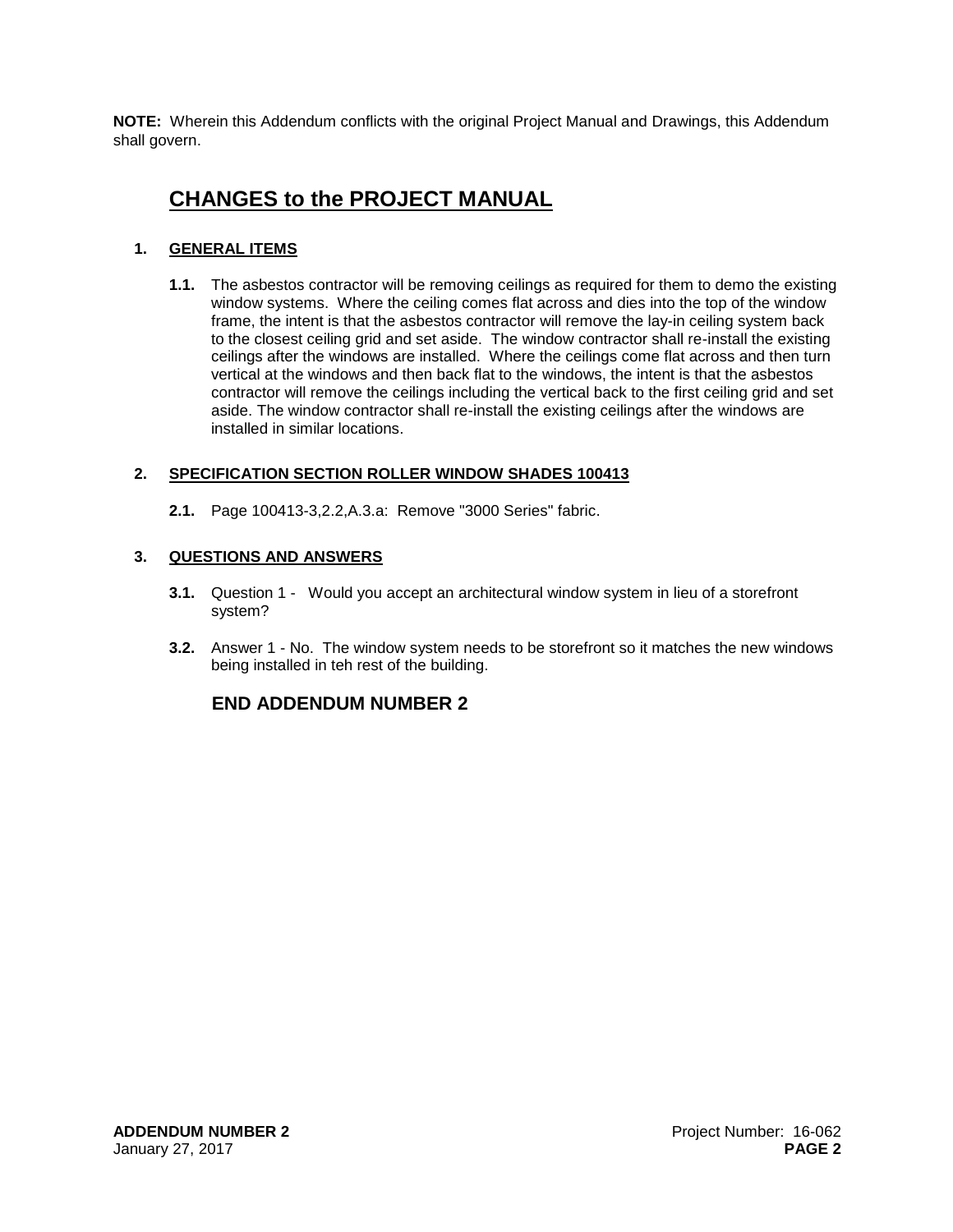**NOTE:** Wherein this Addendum conflicts with the original Project Manual and Drawings, this Addendum shall govern.

# CHANGES to the PROJECT MANUAL

## 1. GENERAL ITEMS

**1.1.** The asbestos contractor will be removing ceilings as required for them to demo the existing window systems. Where the ceiling comes flat across and dies into the top of the window frame, the intent is that the asbestos contractor will remove the lay-in ceiling system back to the closest ceiling grid and set aside. The window contractor shall re-install the existing ceilings after the windows are installed. Where the ceilings come flat across and then turn vertical at the windows and then back flat to the windows, the intent is that the asbestos contractor will remove the ceilings including the vertical back to the first ceiling grid and set aside. The window contractor shall re-install the existing ceilings after the windows are installed in similar locations.

## 2. SPECIFICATION SECTION ROLLER WINDOW SHADES 100413

**2.1.** Page 100413-3,2.2,A.3.a: Remove "3000 Series" fabric.

## 3. QUESTIONS AND ANSWERS

**3.1.** Question 1 - Would you accept an architectural window system in lieu of a storefront system?

**3.2.** Answer 1 - No. The window system needs to be storefront so it matches the new windows being installed in teh rest of the building.

**END ADDENDUM NUMBER 2**